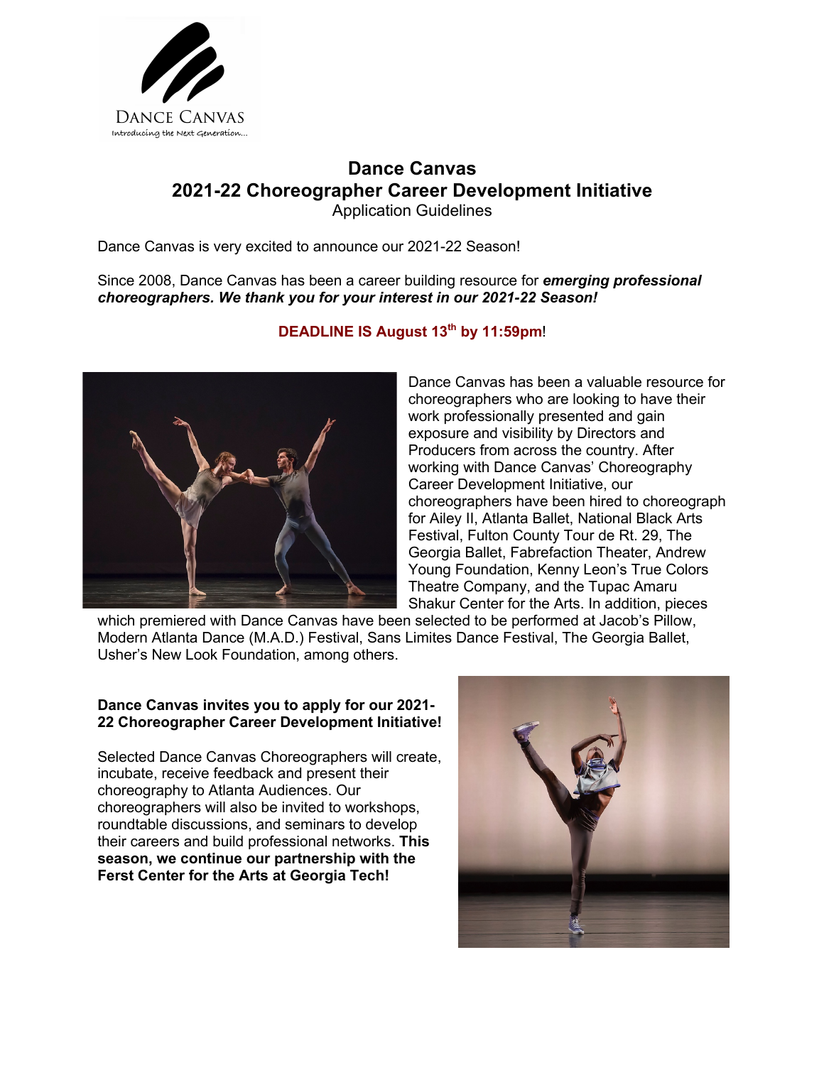DANCE CANVAS
Introducing the Next Generation...

# Dance Canvas
## 2021-22 Choreographer Career Development Initiative
Application Guidelines

Dance Canvas is very excited to announce our 2021-22 Season!

Since 2008, Dance Canvas has been a career building resource for ***emerging professional choreographers. We thank you for your interest in our 2021-22 Season!***

**DEADLINE IS August 13th by 11:59pm**!

Dance Canvas has been a valuable resource for choreographers who are looking to have their work professionally presented and gain exposure and visibility by Directors and Producers from across the country. After working with Dance Canvas' Choreography Career Development Initiative, our choreographers have been hired to choreograph for Ailey II, Atlanta Ballet, National Black Arts Festival, Fulton County Tour de Rt. 29, The Georgia Ballet, Fabrefaction Theater, Andrew Young Foundation, Kenny Leon's True Colors Theatre Company, and the Tupac Amaru Shakur Center for the Arts. In addition, pieces which premiered with Dance Canvas have been selected to be performed at Jacob's Pillow, Modern Atlanta Dance (M.A.D.) Festival, Sans Limites Dance Festival, The Georgia Ballet, Usher's New Look Foundation, among others.

**Dance Canvas invites you to apply for our 2021-22 Choreographer Career Development Initiative!**

Selected Dance Canvas Choreographers will create, incubate, receive feedback and present their choreography to Atlanta Audiences. Our choreographers will also be invited to workshops, roundtable discussions, and seminars to develop their careers and build professional networks. **This season, we continue our partnership with the Ferst Center for the Arts at Georgia Tech!**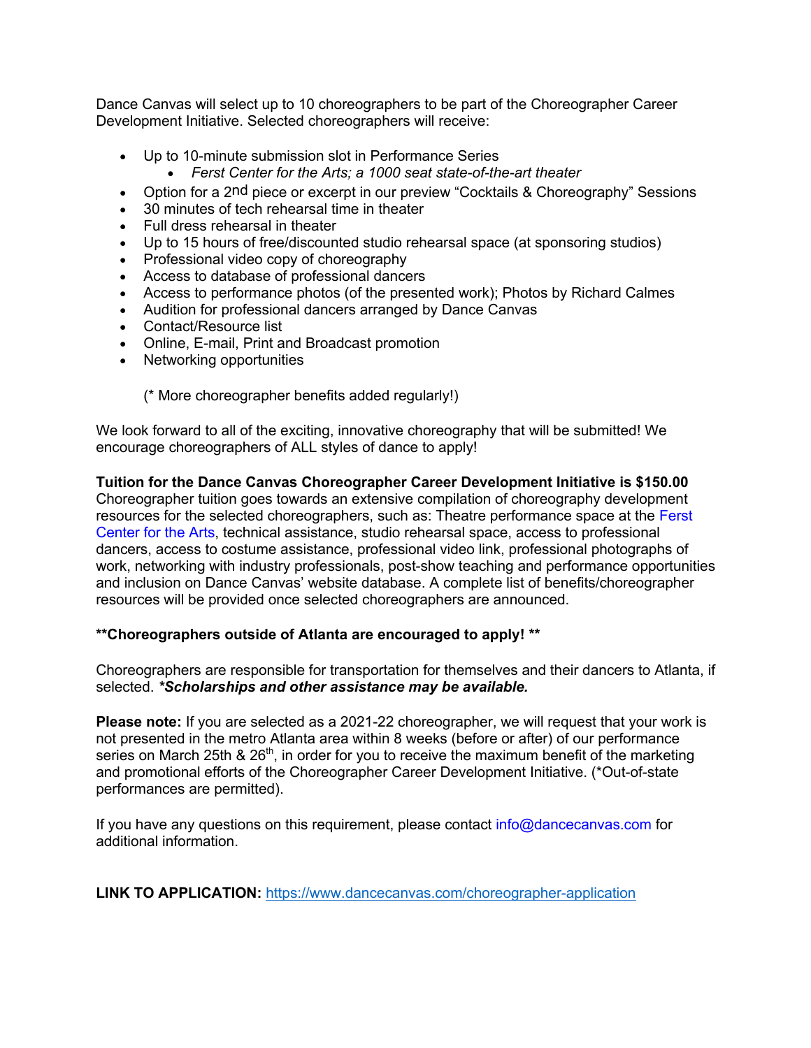Dance Canvas will select up to 10 choreographers to be part of the Choreographer Career Development Initiative. Selected choreographers will receive:

- Up to 10-minute submission slot in Performance Series
  - *Ferst Center for the Arts; a 1000 seat state-of-the-art theater*
- Option for a 2nd piece or excerpt in our preview "Cocktails & Choreography" Sessions
- 30 minutes of tech rehearsal time in theater
- Full dress rehearsal in theater
- Up to 15 hours of free/discounted studio rehearsal space (at sponsoring studios)
- Professional video copy of choreography
- Access to database of professional dancers
- Access to performance photos (of the presented work); Photos by Richard Calmes
- Audition for professional dancers arranged by Dance Canvas
- Contact/Resource list
- Online, E-mail, Print and Broadcast promotion
- Networking opportunities

  (* More choreographer benefits added regularly!)

We look forward to all of the exciting, innovative choreography that will be submitted! We encourage choreographers of ALL styles of dance to apply!

**Tuition for the Dance Canvas Choreographer Career Development Initiative is $150.00**
Choreographer tuition goes towards an extensive compilation of choreography development resources for the selected choreographers, such as: Theatre performance space at the Ferst Center for the Arts, technical assistance, studio rehearsal space, access to professional dancers, access to costume assistance, professional video link, professional photographs of work, networking with industry professionals, post-show teaching and performance opportunities and inclusion on Dance Canvas' website database. A complete list of benefits/choreographer resources will be provided once selected choreographers are announced.

****Choreographers outside of Atlanta are encouraged to apply! ****

Choreographers are responsible for transportation for themselves and their dancers to Atlanta, if selected. ***Scholarships and other assistance may be available.***

**Please note:** If you are selected as a 2021-22 choreographer, we will request that your work is not presented in the metro Atlanta area within 8 weeks (before or after) of our performance series on March 25th & 26th, in order for you to receive the maximum benefit of the marketing and promotional efforts of the Choreographer Career Development Initiative. (*Out-of-state performances are permitted).

If you have any questions on this requirement, please contact info@dancecanvas.com for additional information.

**LINK TO APPLICATION:** https://www.dancecanvas.com/choreographer-application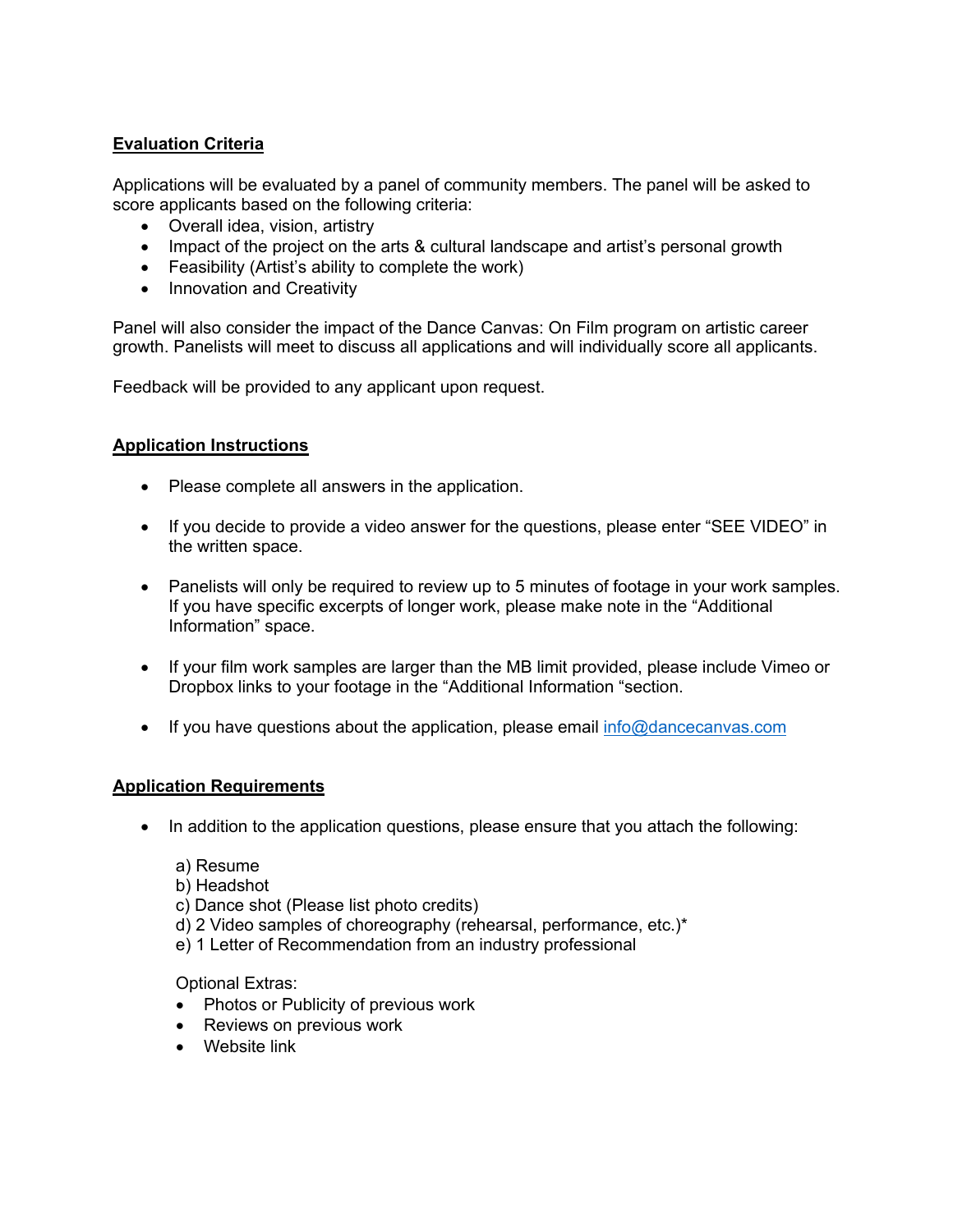## Evaluation Criteria

Applications will be evaluated by a panel of community members. The panel will be asked to score applicants based on the following criteria:

- Overall idea, vision, artistry
- Impact of the project on the arts & cultural landscape and artist's personal growth
- Feasibility (Artist's ability to complete the work)
- Innovation and Creativity

Panel will also consider the impact of the Dance Canvas: On Film program on artistic career growth. Panelists will meet to discuss all applications and will individually score all applicants.

Feedback will be provided to any applicant upon request.

## Application Instructions

- Please complete all answers in the application.
- If you decide to provide a video answer for the questions, please enter "SEE VIDEO" in the written space.
- Panelists will only be required to review up to 5 minutes of footage in your work samples. If you have specific excerpts of longer work, please make note in the "Additional Information" space.
- If your film work samples are larger than the MB limit provided, please include Vimeo or Dropbox links to your footage in the "Additional Information "section.
- If you have questions about the application, please email [info@dancecanvas.com](mailto:info@dancecanvas.com)

## Application Requirements

- In addition to the application questions, please ensure that you attach the following:

  a) Resume
  b) Headshot
  c) Dance shot (Please list photo credits)
  d) 2 Video samples of choreography (rehearsal, performance, etc.)*
  e) 1 Letter of Recommendation from an industry professional

  Optional Extras:
  - Photos or Publicity of previous work
  - Reviews on previous work
  - Website link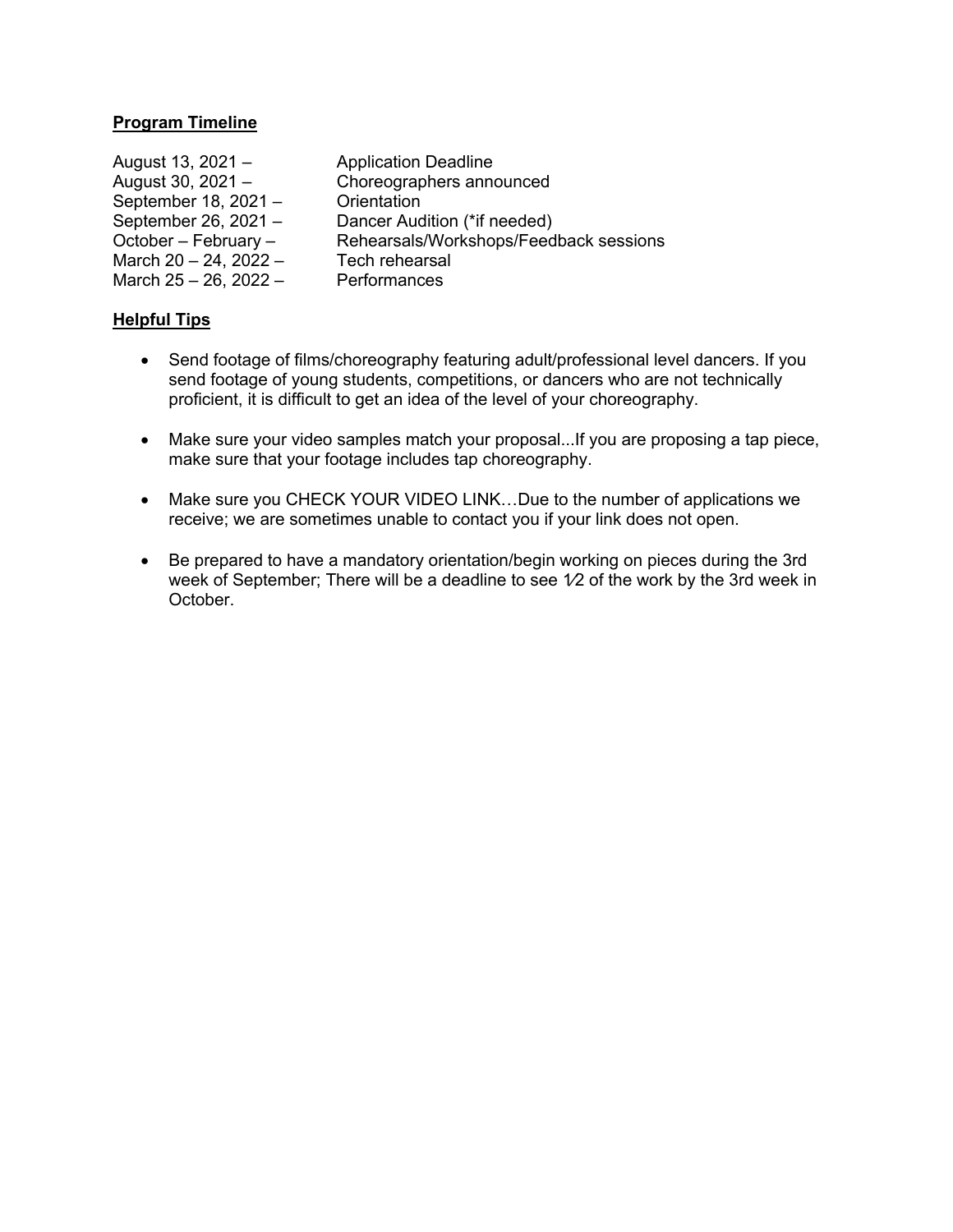## Program Timeline

| | |
|---|---|
| August 13, 2021 – | Application Deadline |
| August 30, 2021 – | Choreographers announced |
| September 18, 2021 – | Orientation |
| September 26, 2021 – | Dancer Audition (*if needed) |
| October – February – | Rehearsals/Workshops/Feedback sessions |
| March 20 – 24, 2022 – | Tech rehearsal |
| March 25 – 26, 2022 – | Performances |

## Helpful Tips

- Send footage of films/choreography featuring adult/professional level dancers. If you send footage of young students, competitions, or dancers who are not technically proficient, it is difficult to get an idea of the level of your choreography.

- Make sure your video samples match your proposal...If you are proposing a tap piece, make sure that your footage includes tap choreography.

- Make sure you CHECK YOUR VIDEO LINK…Due to the number of applications we receive; we are sometimes unable to contact you if your link does not open.

- Be prepared to have a mandatory orientation/begin working on pieces during the 3rd week of September; There will be a deadline to see ½ of the work by the 3rd week in October.